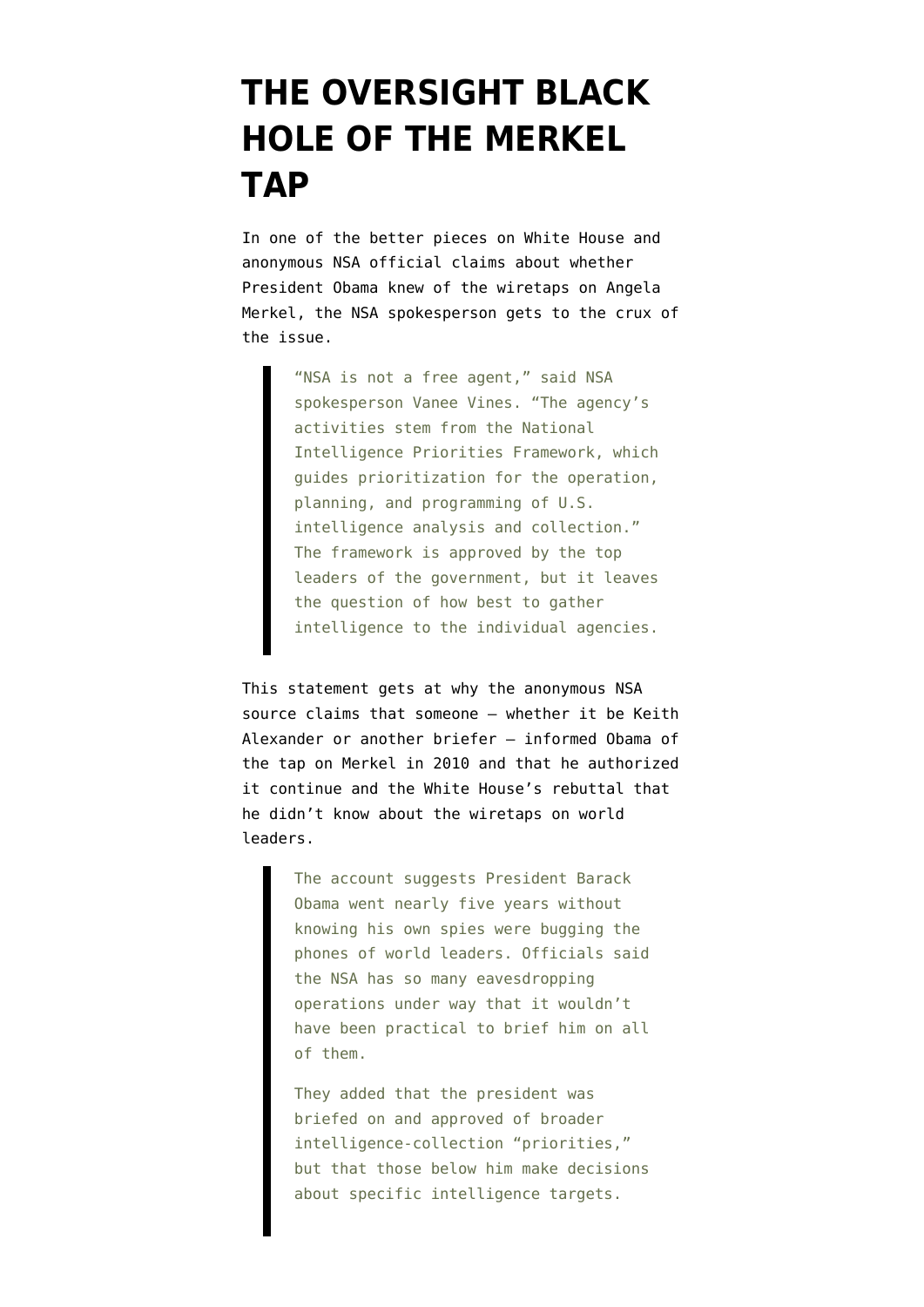# THE OVERSIGHT BLACK HOLE OF THE MERKEL TAP

In one of the better pieces on White House and anonymous NSA official claims about whether President Obama knew of the wiretaps on Angela Merkel, the NSA spokesperson gets to the crux of the issue.

> "NSA is not a free agent," said NSA spokesperson Vanee Vines. "The agency's activities stem from the National Intelligence Priorities Framework, which guides prioritization for the operation, planning, and programming of U.S. intelligence analysis and collection." The framework is approved by the top leaders of the government, but it leaves the question of how best to gather intelligence to the individual agencies.

This statement gets at why the anonymous NSA source claims that someone — whether it be Keith Alexander or another briefer — informed Obama of the tap on Merkel in 2010 and that he authorized it continue and the White House's rebuttal that he didn't know about the wiretaps on world leaders.

> The account suggests President Barack Obama went nearly five years without knowing his own spies were bugging the phones of world leaders. Officials said the NSA has so many eavesdropping operations under way that it wouldn't have been practical to brief him on all of them.
>
> They added that the president was briefed on and approved of broader intelligence-collection "priorities," but that those below him make decisions about specific intelligence targets.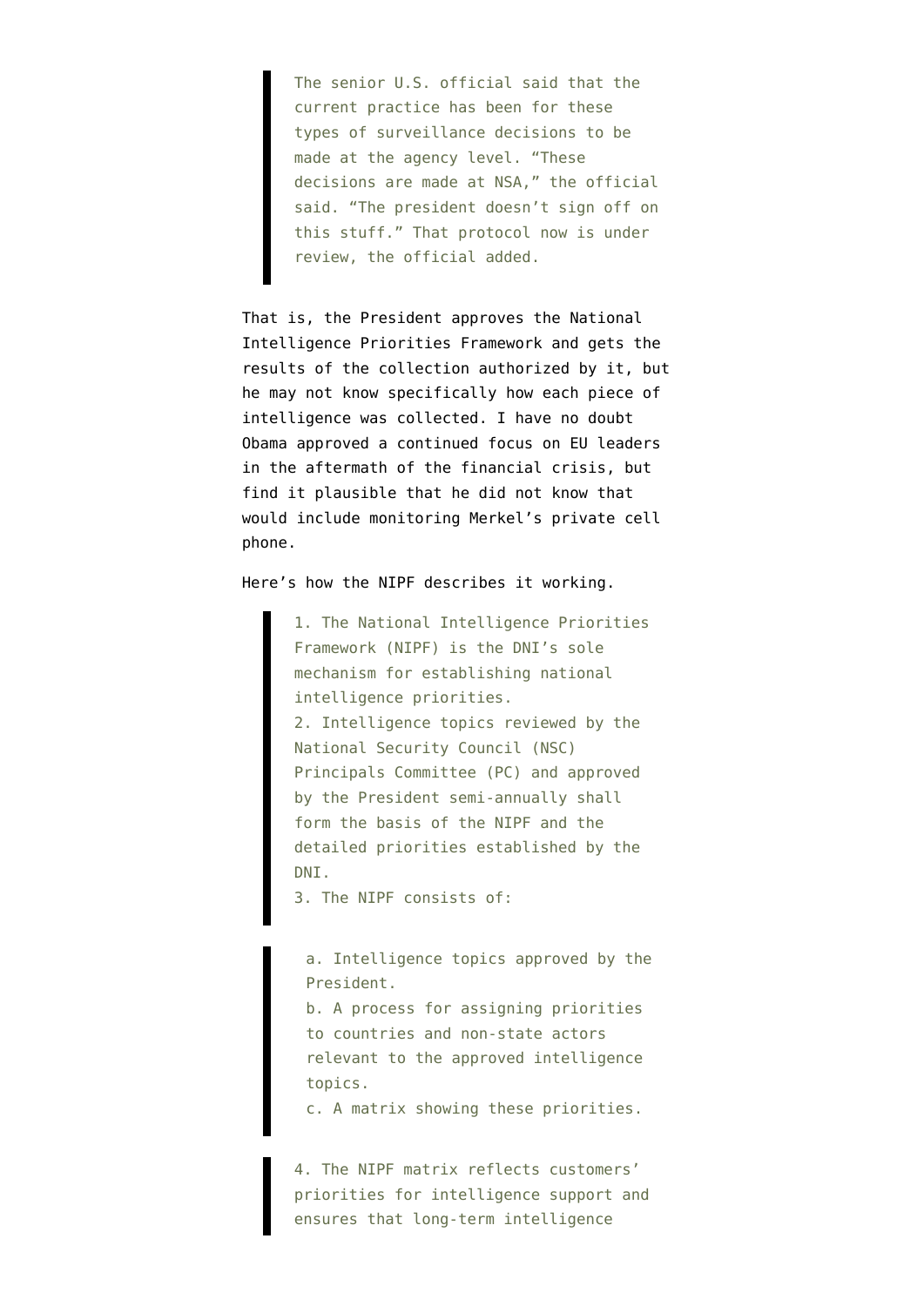> The senior U.S. official said that the current practice has been for these types of surveillance decisions to be made at the agency level. "These decisions are made at NSA," the official said. "The president doesn't sign off on this stuff." That protocol now is under review, the official added.

That is, the President approves the National Intelligence Priorities Framework and gets the results of the collection authorized by it, but he may not know specifically how each piece of intelligence was collected. I have no doubt Obama approved a continued focus on EU leaders in the aftermath of the financial crisis, but find it plausible that he did not know that would include monitoring Merkel's private cell phone.

Here's how the NIPF describes it working.

> 1. The National Intelligence Priorities Framework (NIPF) is the DNI's sole mechanism for establishing national intelligence priorities.
> 2. Intelligence topics reviewed by the National Security Council (NSC) Principals Committee (PC) and approved by the President semi-annually shall form the basis of the NIPF and the detailed priorities established by the DNI.
> 3. The NIPF consists of:
>
> > a. Intelligence topics approved by the President.
> > b. A process for assigning priorities to countries and non-state actors relevant to the approved intelligence topics.
> > c. A matrix showing these priorities.
>
> 4. The NIPF matrix reflects customers' priorities for intelligence support and ensures that long-term intelligence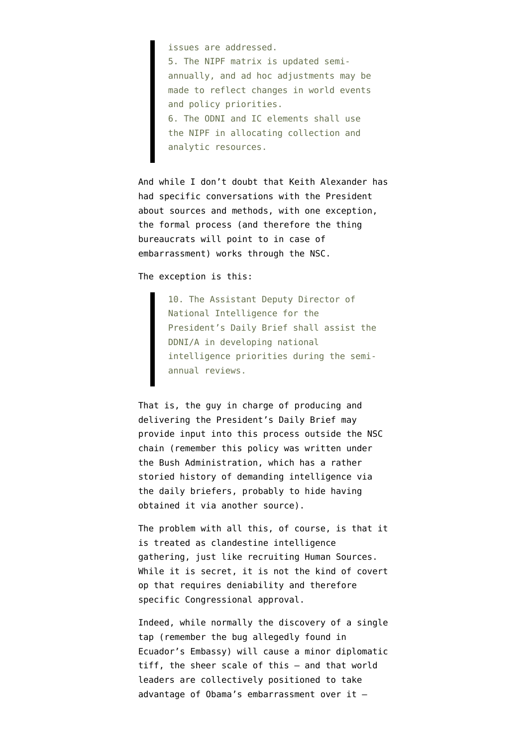> issues are addressed.
> 5. The NIPF matrix is updated semi-annually, and ad hoc adjustments may be made to reflect changes in world events and policy priorities.
> 6. The ODNI and IC elements shall use the NIPF in allocating collection and analytic resources.

And while I don't doubt that Keith Alexander has had specific conversations with the President about sources and methods, with one exception, the formal process (and therefore the thing bureaucrats will point to in case of embarrassment) works through the NSC.

The exception is this:

> 10. The Assistant Deputy Director of National Intelligence for the President's Daily Brief shall assist the DDNI/A in developing national intelligence priorities during the semi-annual reviews.

That is, the guy in charge of producing and delivering the President's Daily Brief may provide input into this process outside the NSC chain (remember this policy was written under the Bush Administration, which has a rather storied history of demanding intelligence via the daily briefers, probably to hide having obtained it via another source).

The problem with all this, of course, is that it is treated as clandestine intelligence gathering, just like recruiting Human Sources. While it is secret, it is not the kind of covert op that requires deniability and therefore specific Congressional approval.

Indeed, while normally the discovery of a single tap (remember the bug allegedly found in Ecuador's Embassy) will cause a minor diplomatic tiff, the sheer scale of this — and that world leaders are collectively positioned to take advantage of Obama's embarrassment over it —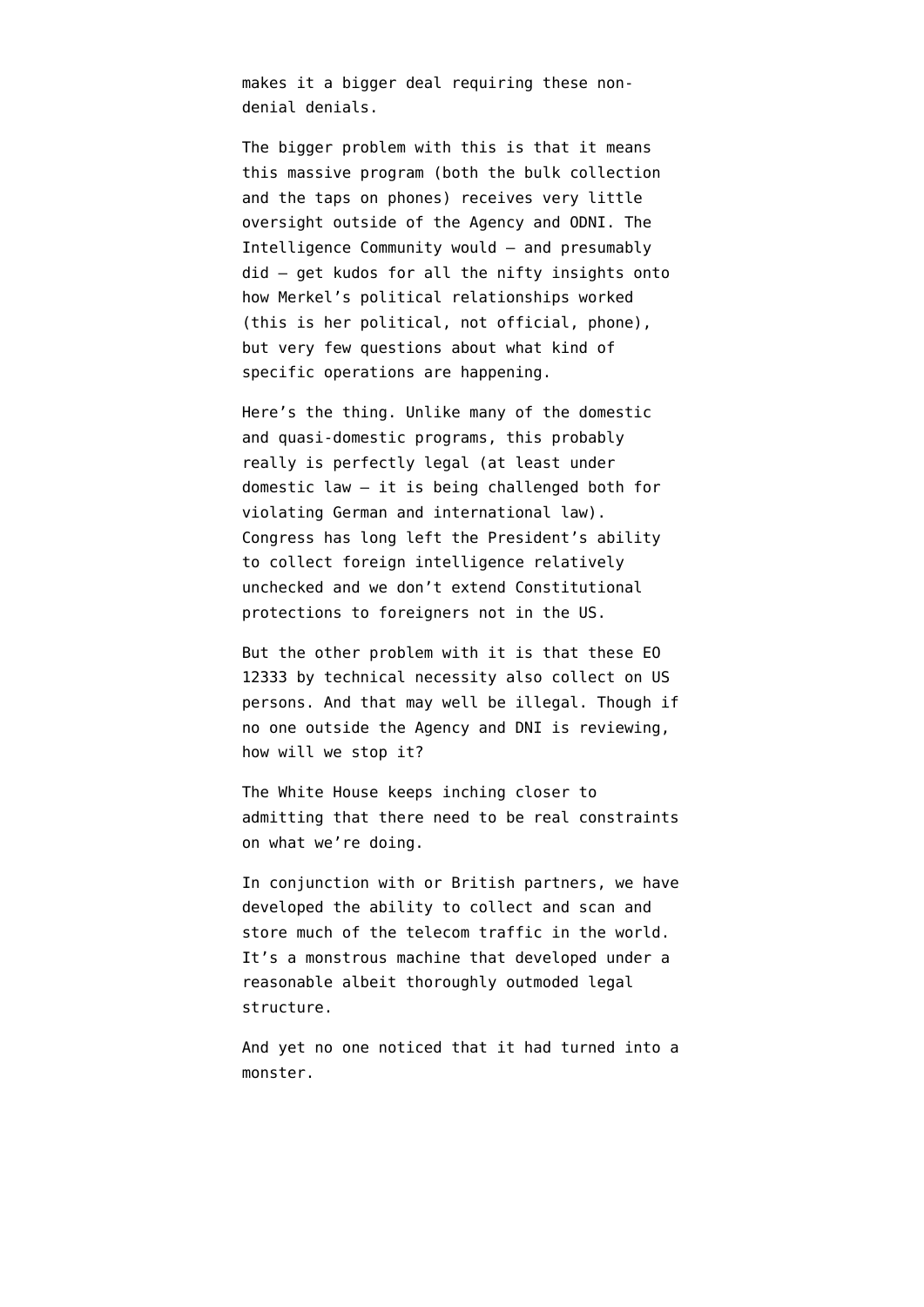makes it a bigger deal requiring these non-denial denials.

The bigger problem with this is that it means this massive program (both the bulk collection and the taps on phones) receives very little oversight outside of the Agency and ODNI. The Intelligence Community would — and presumably did — get kudos for all the nifty insights onto how Merkel's political relationships worked (this is her political, not official, phone), but very few questions about what kind of specific operations are happening.

Here's the thing. Unlike many of the domestic and quasi-domestic programs, this probably really is perfectly legal (at least under domestic law — it is being challenged both for violating German and international law). Congress has long left the President's ability to collect foreign intelligence relatively unchecked and we don't extend Constitutional protections to foreigners not in the US.

But the other problem with it is that these EO 12333 by technical necessity also collect on US persons. And that may well be illegal. Though if no one outside the Agency and DNI is reviewing, how will we stop it?

The White House keeps inching closer to admitting that there need to be real constraints on what we're doing.

In conjunction with or British partners, we have developed the ability to collect and scan and store much of the telecom traffic in the world. It's a monstrous machine that developed under a reasonable albeit thoroughly outmoded legal structure.

And yet no one noticed that it had turned into a monster.